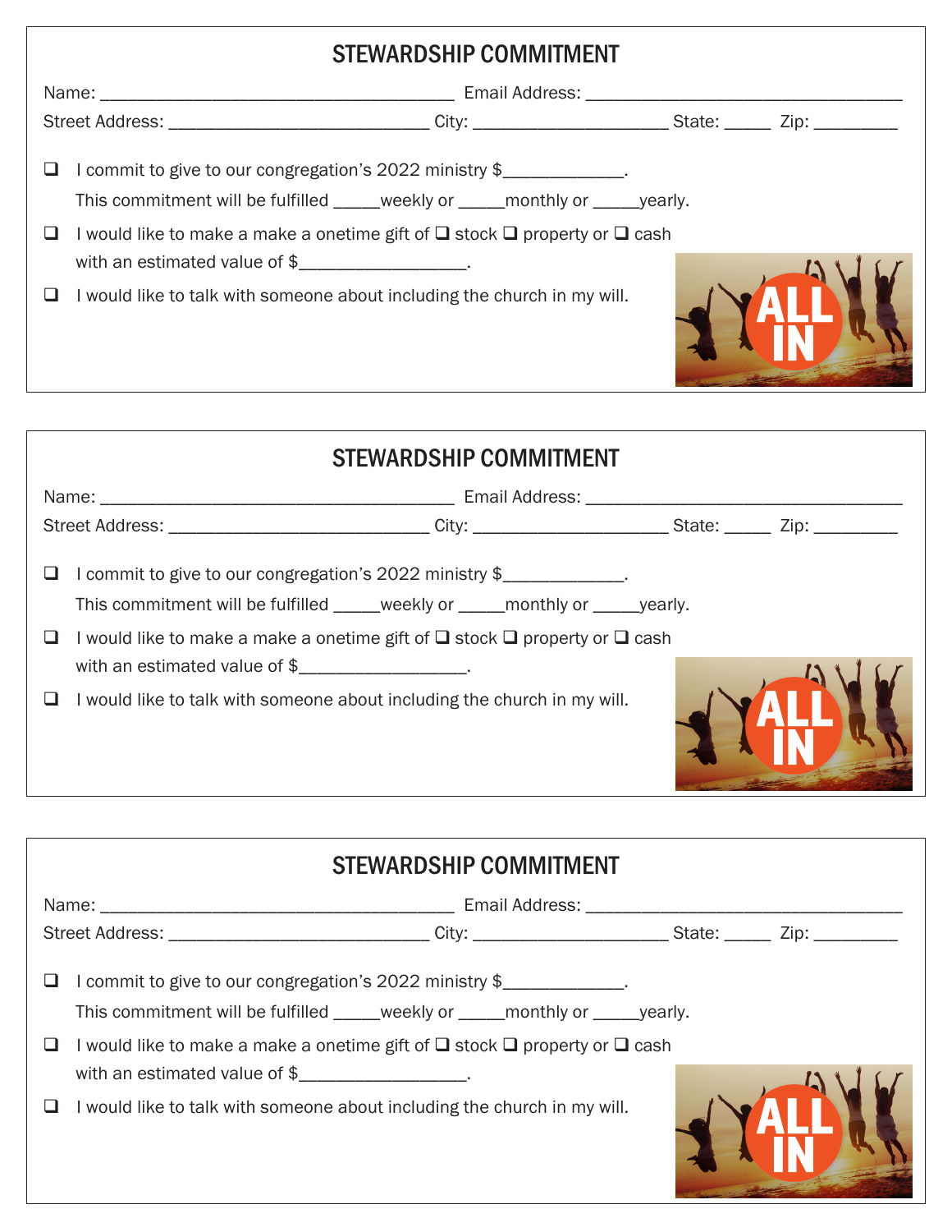## STEWARDSHIP COMMITMENT

Name: ______________________________________ Email Address: __________________________________

Street Address: ____________________________ City: _____________________ State: _____ Zip: _________

- ❑ I commit to give to our congregation's 2022 ministry $_____________.
  This commitment will be fulfilled _____weekly or _____monthly or _____yearly.
- ❑ I would like to make a make a onetime gift of ❑ stock ❑ property or ❑ cash
  with an estimated value of $__________________.
- ❑ I would like to talk with someone about including the church in my will.

ALL IN

## STEWARDSHIP COMMITMENT

Name: ______________________________________ Email Address: __________________________________

Street Address: ____________________________ City: _____________________ State: _____ Zip: _________

- ❑ I commit to give to our congregation's 2022 ministry $_____________.
  This commitment will be fulfilled _____weekly or _____monthly or _____yearly.
- ❑ I would like to make a make a onetime gift of ❑ stock ❑ property or ❑ cash
  with an estimated value of $__________________.
- ❑ I would like to talk with someone about including the church in my will.

ALL IN

## STEWARDSHIP COMMITMENT

Name: ______________________________________ Email Address: __________________________________

Street Address: ____________________________ City: _____________________ State: _____ Zip: _________

- ❑ I commit to give to our congregation's 2022 ministry $_____________.
  This commitment will be fulfilled _____weekly or _____monthly or _____yearly.
- ❑ I would like to make a make a onetime gift of ❑ stock ❑ property or ❑ cash
  with an estimated value of $__________________.
- ❑ I would like to talk with someone about including the church in my will.

ALL IN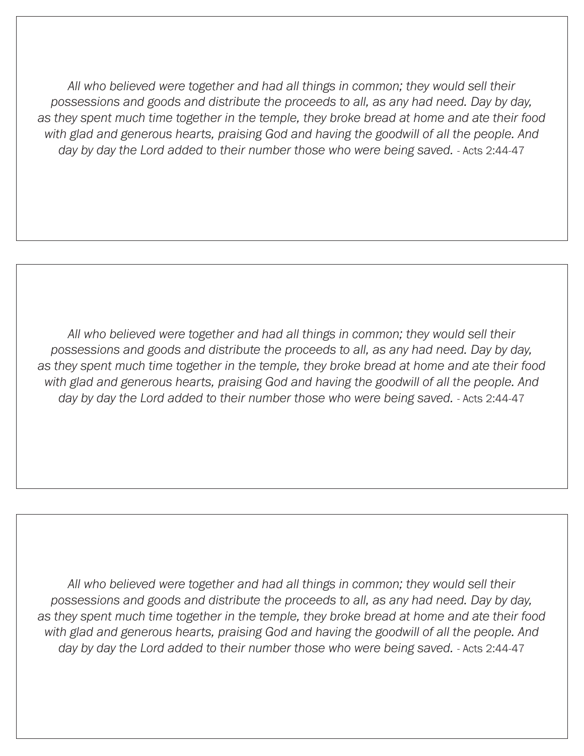*All who believed were together and had all things in common; they would sell their possessions and goods and distribute the proceeds to all, as any had need. Day by day, as they spent much time together in the temple, they broke bread at home and ate their food with glad and generous hearts, praising God and having the goodwill of all the people. And day by day the Lord added to their number those who were being saved.* - Acts 2:44-47

*All who believed were together and had all things in common; they would sell their possessions and goods and distribute the proceeds to all, as any had need. Day by day, as they spent much time together in the temple, they broke bread at home and ate their food with glad and generous hearts, praising God and having the goodwill of all the people. And day by day the Lord added to their number those who were being saved.* - Acts 2:44-47

*All who believed were together and had all things in common; they would sell their possessions and goods and distribute the proceeds to all, as any had need. Day by day, as they spent much time together in the temple, they broke bread at home and ate their food with glad and generous hearts, praising God and having the goodwill of all the people. And day by day the Lord added to their number those who were being saved.* - Acts 2:44-47